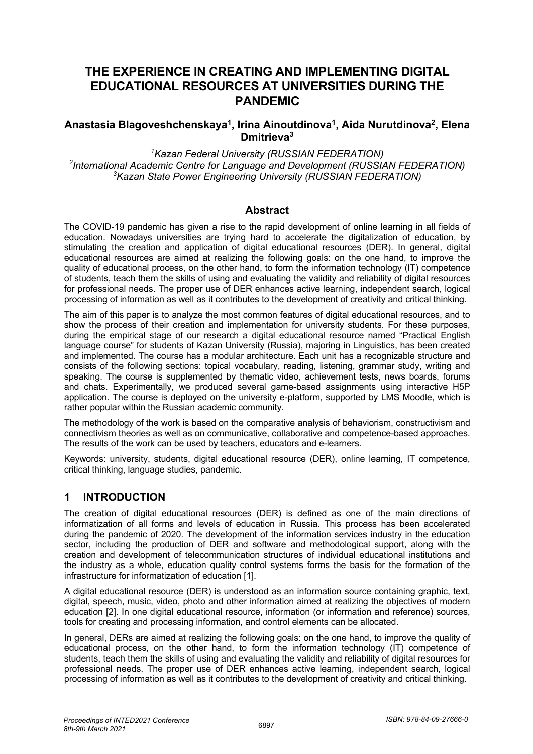# THE EXPERIENCE IN CREATING AND IMPLEMENTING DIGITAL EDUCATIONAL RESOURCES AT UNIVERSITIES DURING THE PANDEMIC

**Anastasia Blagoveshchenskaya[1], Irina Ainoutdinova[1], Aida Nurutdinova[2], Elena Dmitrieva[3]**

*[1]Kazan Federal University (RUSSIAN FEDERATION)*
*[2]International Academic Centre for Language and Development (RUSSIAN FEDERATION)*
*[3]Kazan State Power Engineering University (RUSSIAN FEDERATION)*

## Abstract

The COVID-19 pandemic has given a rise to the rapid development of online learning in all fields of education. Nowadays universities are trying hard to accelerate the digitalization of education, by stimulating the creation and application of digital educational resources (DER). In general, digital educational resources are aimed at realizing the following goals: on the one hand, to improve the quality of educational process, on the other hand, to form the information technology (IT) competence of students, teach them the skills of using and evaluating the validity and reliability of digital resources for professional needs. The proper use of DER enhances active learning, independent search, logical processing of information as well as it contributes to the development of creativity and critical thinking.

The aim of this paper is to analyze the most common features of digital educational resources, and to show the process of their creation and implementation for university students. For these purposes, during the empirical stage of our research a digital educational resource named "Practical English language course" for students of Kazan University (Russia), majoring in Linguistics, has been created and implemented. The course has a modular architecture. Each unit has a recognizable structure and consists of the following sections: topical vocabulary, reading, listening, grammar study, writing and speaking. The course is supplemented by thematic video, achievement tests, news boards, forums and chats. Experimentally, we produced several game-based assignments using interactive H5P application. The course is deployed on the university e-platform, supported by LMS Moodle, which is rather popular within the Russian academic community.

The methodology of the work is based on the comparative analysis of behaviorism, constructivism and connectivism theories as well as on communicative, collaborative and competence-based approaches. The results of the work can be used by teachers, educators and e-learners.

Keywords: university, students, digital educational resource (DER), online learning, IT competence, critical thinking, language studies, pandemic.

## 1 INTRODUCTION

The creation of digital educational resources (DER) is defined as one of the main directions of informatization of all forms and levels of education in Russia. This process has been accelerated during the pandemic of 2020. The development of the information services industry in the education sector, including the production of DER and software and methodological support, along with the creation and development of telecommunication structures of individual educational institutions and the industry as a whole, education quality control systems forms the basis for the formation of the infrastructure for informatization of education [1].

A digital educational resource (DER) is understood as an information source containing graphic, text, digital, speech, music, video, photo and other information aimed at realizing the objectives of modern education [2]. In one digital educational resource, information (or information and reference) sources, tools for creating and processing information, and control elements can be allocated.

In general, DERs are aimed at realizing the following goals: on the one hand, to improve the quality of educational process, on the other hand, to form the information technology (IT) competence of students, teach them the skills of using and evaluating the validity and reliability of digital resources for professional needs. The proper use of DER enhances active learning, independent search, logical processing of information as well as it contributes to the development of creativity and critical thinking.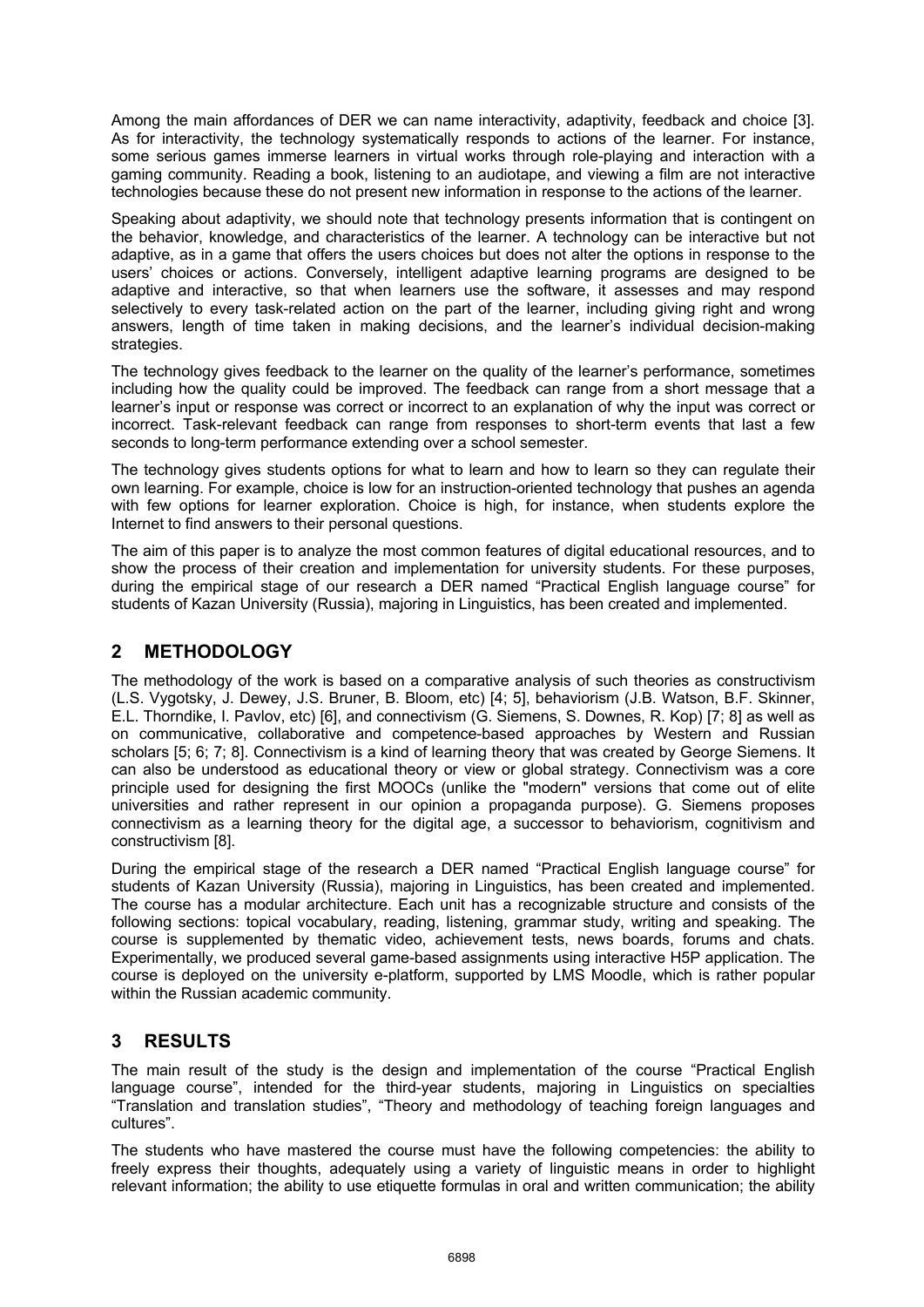Among the main affordances of DER we can name interactivity, adaptivity, feedback and choice [3]. As for interactivity, the technology systematically responds to actions of the learner. For instance, some serious games immerse learners in virtual works through role-playing and interaction with a gaming community. Reading a book, listening to an audiotape, and viewing a film are not interactive technologies because these do not present new information in response to the actions of the learner.

Speaking about adaptivity, we should note that technology presents information that is contingent on the behavior, knowledge, and characteristics of the learner. A technology can be interactive but not adaptive, as in a game that offers the users choices but does not alter the options in response to the users' choices or actions. Conversely, intelligent adaptive learning programs are designed to be adaptive and interactive, so that when learners use the software, it assesses and may respond selectively to every task-related action on the part of the learner, including giving right and wrong answers, length of time taken in making decisions, and the learner's individual decision-making strategies.

The technology gives feedback to the learner on the quality of the learner's performance, sometimes including how the quality could be improved. The feedback can range from a short message that a learner's input or response was correct or incorrect to an explanation of why the input was correct or incorrect. Task-relevant feedback can range from responses to short-term events that last a few seconds to long-term performance extending over a school semester.

The technology gives students options for what to learn and how to learn so they can regulate their own learning. For example, choice is low for an instruction-oriented technology that pushes an agenda with few options for learner exploration. Choice is high, for instance, when students explore the Internet to find answers to their personal questions.

The aim of this paper is to analyze the most common features of digital educational resources, and to show the process of their creation and implementation for university students. For these purposes, during the empirical stage of our research a DER named "Practical English language course" for students of Kazan University (Russia), majoring in Linguistics, has been created and implemented.

## 2 METHODOLOGY

The methodology of the work is based on a comparative analysis of such theories as constructivism (L.S. Vygotsky, J. Dewey, J.S. Bruner, B. Bloom, etc) [4; 5], behaviorism (J.B. Watson, B.F. Skinner, E.L. Thorndike, I. Pavlov, etc) [6], and connectivism (G. Siemens, S. Downes, R. Kop) [7; 8] as well as on communicative, collaborative and competence-based approaches by Western and Russian scholars [5; 6; 7; 8]. Connectivism is a kind of learning theory that was created by George Siemens. It can also be understood as educational theory or view or global strategy. Connectivism was a core principle used for designing the first MOOCs (unlike the "modern" versions that come out of elite universities and rather represent in our opinion a propaganda purpose). G. Siemens proposes connectivism as a learning theory for the digital age, a successor to behaviorism, cognitivism and constructivism [8].

During the empirical stage of the research a DER named "Practical English language course" for students of Kazan University (Russia), majoring in Linguistics, has been created and implemented. The course has a modular architecture. Each unit has a recognizable structure and consists of the following sections: topical vocabulary, reading, listening, grammar study, writing and speaking. The course is supplemented by thematic video, achievement tests, news boards, forums and chats. Experimentally, we produced several game-based assignments using interactive H5P application. The course is deployed on the university e-platform, supported by LMS Moodle, which is rather popular within the Russian academic community.

## 3 RESULTS

The main result of the study is the design and implementation of the course "Practical English language course", intended for the third-year students, majoring in Linguistics on specialties "Translation and translation studies", "Theory and methodology of teaching foreign languages and cultures".

The students who have mastered the course must have the following competencies: the ability to freely express their thoughts, adequately using a variety of linguistic means in order to highlight relevant information; the ability to use etiquette formulas in oral and written communication; the ability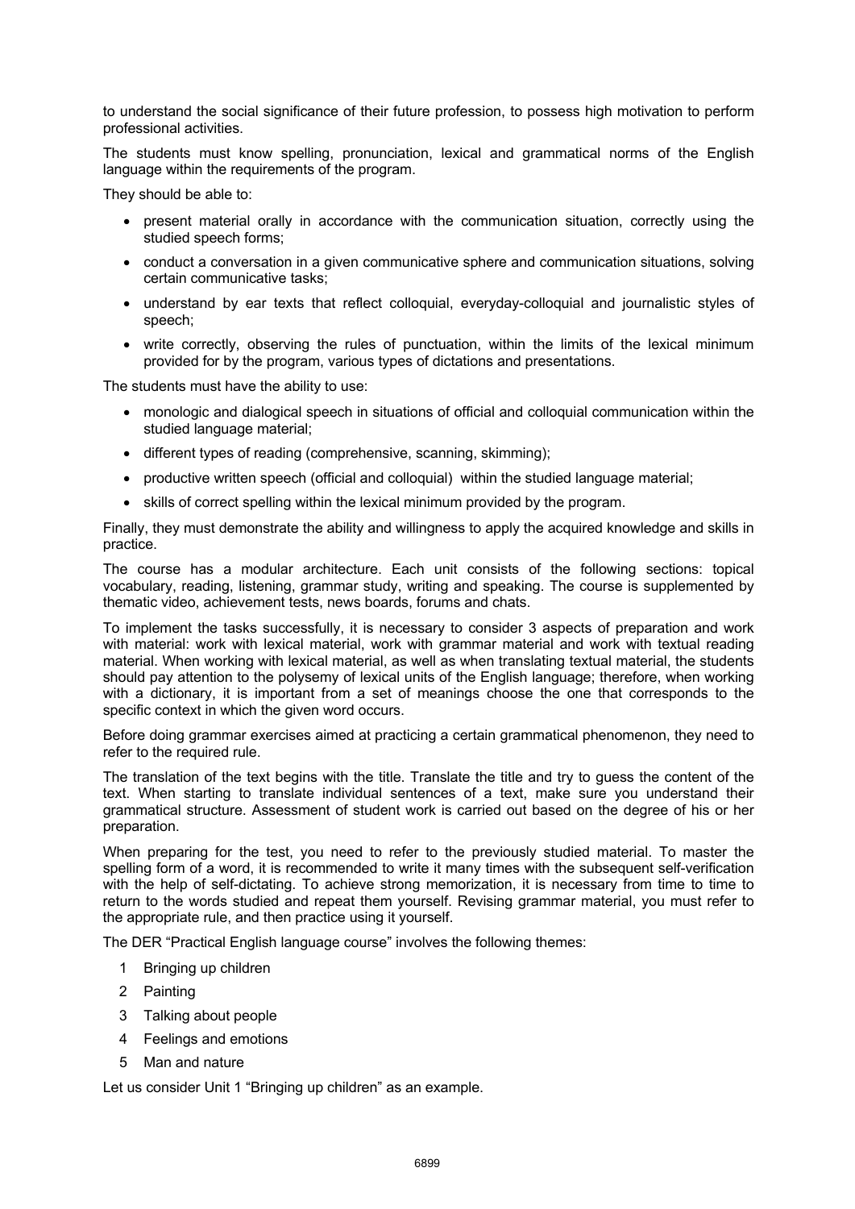to understand the social significance of their future profession, to possess high motivation to perform professional activities.

The students must know spelling, pronunciation, lexical and grammatical norms of the English language within the requirements of the program.

They should be able to:

- present material orally in accordance with the communication situation, correctly using the studied speech forms;
- conduct a conversation in a given communicative sphere and communication situations, solving certain communicative tasks;
- understand by ear texts that reflect colloquial, everyday-colloquial and journalistic styles of speech;
- write correctly, observing the rules of punctuation, within the limits of the lexical minimum provided for by the program, various types of dictations and presentations.

The students must have the ability to use:

- monologic and dialogical speech in situations of official and colloquial communication within the studied language material;
- different types of reading (comprehensive, scanning, skimming);
- productive written speech (official and colloquial) within the studied language material;
- skills of correct spelling within the lexical minimum provided by the program.

Finally, they must demonstrate the ability and willingness to apply the acquired knowledge and skills in practice.

The course has a modular architecture. Each unit consists of the following sections: topical vocabulary, reading, listening, grammar study, writing and speaking. The course is supplemented by thematic video, achievement tests, news boards, forums and chats.

To implement the tasks successfully, it is necessary to consider 3 aspects of preparation and work with material: work with lexical material, work with grammar material and work with textual reading material. When working with lexical material, as well as when translating textual material, the students should pay attention to the polysemy of lexical units of the English language; therefore, when working with a dictionary, it is important from a set of meanings choose the one that corresponds to the specific context in which the given word occurs.

Before doing grammar exercises aimed at practicing a certain grammatical phenomenon, they need to refer to the required rule.

The translation of the text begins with the title. Translate the title and try to guess the content of the text. When starting to translate individual sentences of a text, make sure you understand their grammatical structure. Assessment of student work is carried out based on the degree of his or her preparation.

When preparing for the test, you need to refer to the previously studied material. To master the spelling form of a word, it is recommended to write it many times with the subsequent self-verification with the help of self-dictating. To achieve strong memorization, it is necessary from time to time to return to the words studied and repeat them yourself. Revising grammar material, you must refer to the appropriate rule, and then practice using it yourself.

The DER "Practical English language course" involves the following themes:

1 Bringing up children

2 Painting

3 Talking about people

4 Feelings and emotions

5 Man and nature

Let us consider Unit 1 "Bringing up children" as an example.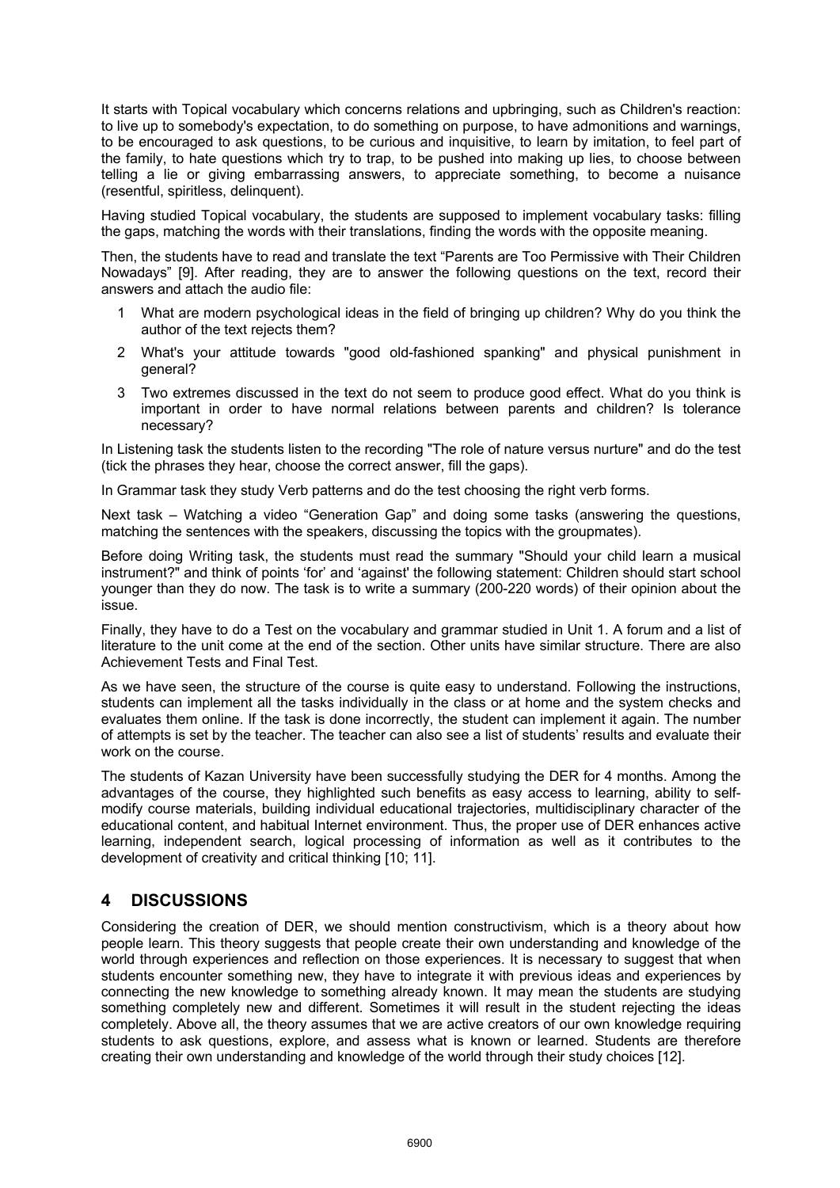It starts with Topical vocabulary which concerns relations and upbringing, such as Children's reaction: to live up to somebody's expectation, to do something on purpose, to have admonitions and warnings, to be encouraged to ask questions, to be curious and inquisitive, to learn by imitation, to feel part of the family, to hate questions which try to trap, to be pushed into making up lies, to choose between telling a lie or giving embarrassing answers, to appreciate something, to become a nuisance (resentful, spiritless, delinquent).

Having studied Topical vocabulary, the students are supposed to implement vocabulary tasks: filling the gaps, matching the words with their translations, finding the words with the opposite meaning.

Then, the students have to read and translate the text “Parents are Too Permissive with Their Children Nowadays” [9]. After reading, they are to answer the following questions on the text, record their answers and attach the audio file:

1. What are modern psychological ideas in the field of bringing up children? Why do you think the author of the text rejects them?
2. What's your attitude towards "good old-fashioned spanking" and physical punishment in general?
3. Two extremes discussed in the text do not seem to produce good effect. What do you think is important in order to have normal relations between parents and children? Is tolerance necessary?

In Listening task the students listen to the recording "The role of nature versus nurture" and do the test (tick the phrases they hear, choose the correct answer, fill the gaps).

In Grammar task they study Verb patterns and do the test choosing the right verb forms.

Next task – Watching a video “Generation Gap” and doing some tasks (answering the questions, matching the sentences with the speakers, discussing the topics with the groupmates).

Before doing Writing task, the students must read the summary "Should your child learn a musical instrument?" and think of points ‘for’ and ‘against' the following statement: Children should start school younger than they do now. The task is to write a summary (200-220 words) of their opinion about the issue.

Finally, they have to do a Test on the vocabulary and grammar studied in Unit 1. A forum and a list of literature to the unit come at the end of the section. Other units have similar structure. There are also Achievement Tests and Final Test.

As we have seen, the structure of the course is quite easy to understand. Following the instructions, students can implement all the tasks individually in the class or at home and the system checks and evaluates them online. If the task is done incorrectly, the student can implement it again. The number of attempts is set by the teacher. The teacher can also see a list of students’ results and evaluate their work on the course.

The students of Kazan University have been successfully studying the DER for 4 months. Among the advantages of the course, they highlighted such benefits as easy access to learning, ability to self-modify course materials, building individual educational trajectories, multidisciplinary character of the educational content, and habitual Internet environment. Thus, the proper use of DER enhances active learning, independent search, logical processing of information as well as it contributes to the development of creativity and critical thinking [10; 11].

## 4 DISCUSSIONS

Considering the creation of DER, we should mention constructivism, which is a theory about how people learn. This theory suggests that people create their own understanding and knowledge of the world through experiences and reflection on those experiences. It is necessary to suggest that when students encounter something new, they have to integrate it with previous ideas and experiences by connecting the new knowledge to something already known. It may mean the students are studying something completely new and different. Sometimes it will result in the student rejecting the ideas completely. Above all, the theory assumes that we are active creators of our own knowledge requiring students to ask questions, explore, and assess what is known or learned. Students are therefore creating their own understanding and knowledge of the world through their study choices [12].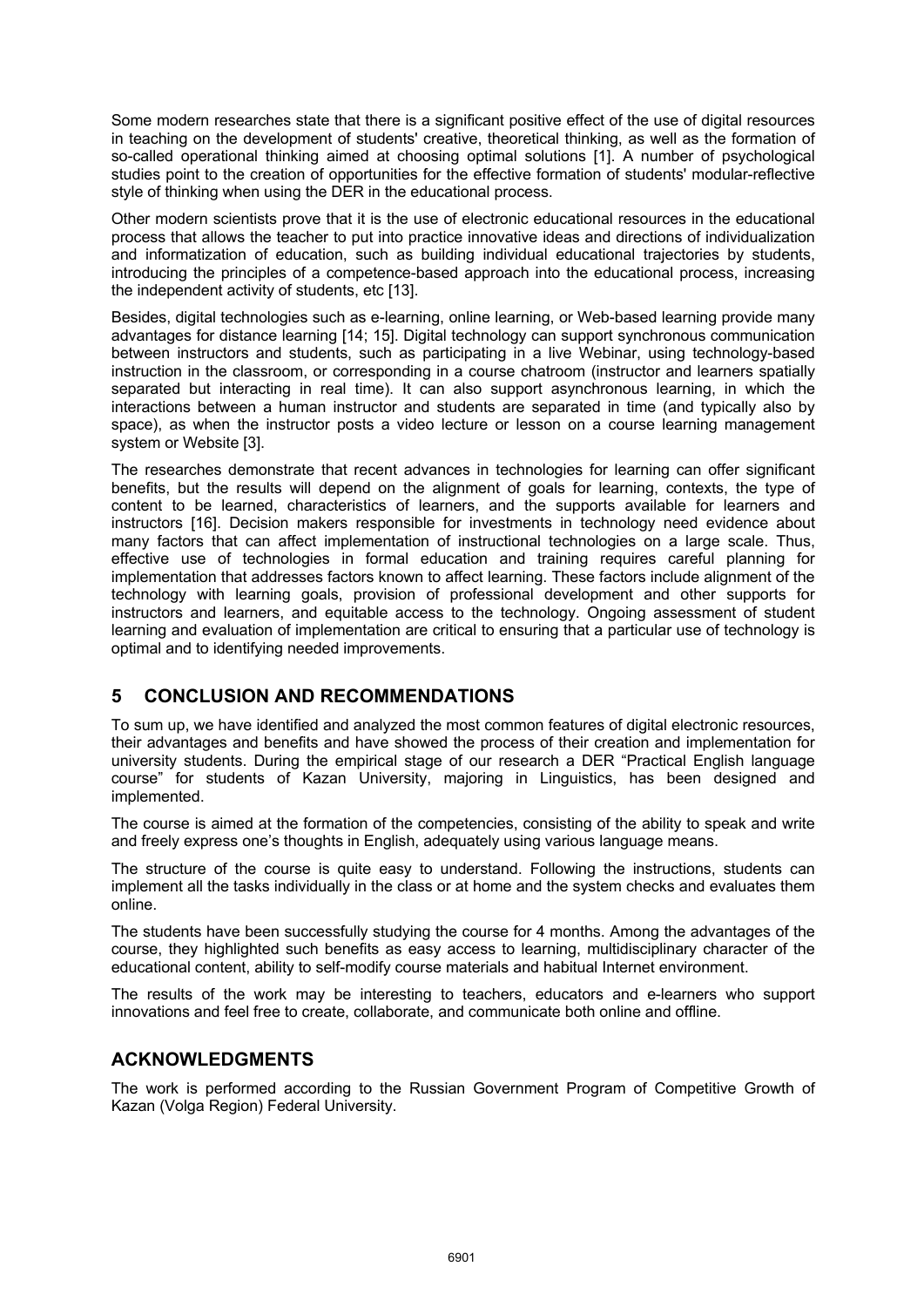Some modern researches state that there is a significant positive effect of the use of digital resources in teaching on the development of students' creative, theoretical thinking, as well as the formation of so-called operational thinking aimed at choosing optimal solutions [1]. A number of psychological studies point to the creation of opportunities for the effective formation of students' modular-reflective style of thinking when using the DER in the educational process.

Other modern scientists prove that it is the use of electronic educational resources in the educational process that allows the teacher to put into practice innovative ideas and directions of individualization and informatization of education, such as building individual educational trajectories by students, introducing the principles of a competence-based approach into the educational process, increasing the independent activity of students, etc [13].

Besides, digital technologies such as e-learning, online learning, or Web-based learning provide many advantages for distance learning [14; 15]. Digital technology can support synchronous communication between instructors and students, such as participating in a live Webinar, using technology-based instruction in the classroom, or corresponding in a course chatroom (instructor and learners spatially separated but interacting in real time). It can also support asynchronous learning, in which the interactions between a human instructor and students are separated in time (and typically also by space), as when the instructor posts a video lecture or lesson on a course learning management system or Website [3].

The researches demonstrate that recent advances in technologies for learning can offer significant benefits, but the results will depend on the alignment of goals for learning, contexts, the type of content to be learned, characteristics of learners, and the supports available for learners and instructors [16]. Decision makers responsible for investments in technology need evidence about many factors that can affect implementation of instructional technologies on a large scale. Thus, effective use of technologies in formal education and training requires careful planning for implementation that addresses factors known to affect learning. These factors include alignment of the technology with learning goals, provision of professional development and other supports for instructors and learners, and equitable access to the technology. Ongoing assessment of student learning and evaluation of implementation are critical to ensuring that a particular use of technology is optimal and to identifying needed improvements.

## 5 CONCLUSION AND RECOMMENDATIONS

To sum up, we have identified and analyzed the most common features of digital electronic resources, their advantages and benefits and have showed the process of their creation and implementation for university students. During the empirical stage of our research a DER "Practical English language course" for students of Kazan University, majoring in Linguistics, has been designed and implemented.

The course is aimed at the formation of the competencies, consisting of the ability to speak and write and freely express one's thoughts in English, adequately using various language means.

The structure of the course is quite easy to understand. Following the instructions, students can implement all the tasks individually in the class or at home and the system checks and evaluates them online.

The students have been successfully studying the course for 4 months. Among the advantages of the course, they highlighted such benefits as easy access to learning, multidisciplinary character of the educational content, ability to self-modify course materials and habitual Internet environment.

The results of the work may be interesting to teachers, educators and e-learners who support innovations and feel free to create, collaborate, and communicate both online and offline.

## ACKNOWLEDGMENTS

The work is performed according to the Russian Government Program of Competitive Growth of Kazan (Volga Region) Federal University.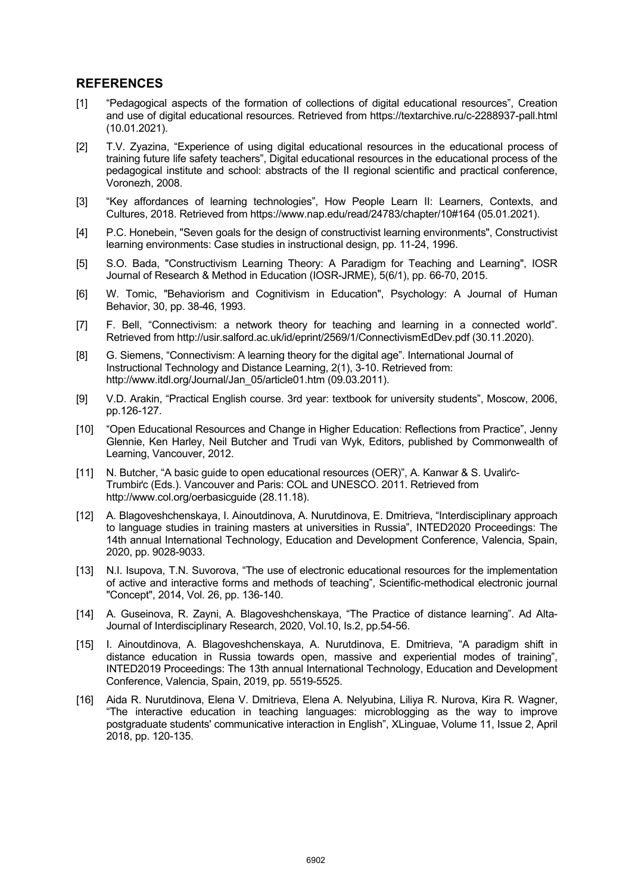## REFERENCES

[1] "Pedagogical aspects of the formation of collections of digital educational resources", Creation and use of digital educational resources. Retrieved from https://textarchive.ru/c-2288937-pall.html (10.01.2021).

[2] T.V. Zyazina, "Experience of using digital educational resources in the educational process of training future life safety teachers", Digital educational resources in the educational process of the pedagogical institute and school: abstracts of the II regional scientific and practical conference, Voronezh, 2008.

[3] "Key affordances of learning technologies", How People Learn II: Learners, Contexts, and Cultures, 2018. Retrieved from https://www.nap.edu/read/24783/chapter/10#164 (05.01.2021).

[4] P.C. Honebein, "Seven goals for the design of constructivist learning environments", Constructivist learning environments: Case studies in instructional design, pp. 11-24, 1996.

[5] S.O. Bada, "Constructivism Learning Theory: A Paradigm for Teaching and Learning", IOSR Journal of Research & Method in Education (IOSR-JRME), 5(6/1), pp. 66-70, 2015.

[6] W. Tomic, "Behaviorism and Cognitivism in Education", Psychology: A Journal of Human Behavior, 30, pp. 38-46, 1993.

[7] F. Bell, "Connectivism: a network theory for teaching and learning in a connected world". Retrieved from http://usir.salford.ac.uk/id/eprint/2569/1/ConnectivismEdDev.pdf (30.11.2020).

[8] G. Siemens, "Connectivism: A learning theory for the digital age". International Journal of Instructional Technology and Distance Learning, 2(1), 3-10. Retrieved from: http://www.itdl.org/Journal/Jan_05/article01.htm (09.03.2011).

[9] V.D. Arakin, "Practical English course. 3rd year: textbook for university students", Moscow, 2006, pp.126-127.

[10] "Open Educational Resources and Change in Higher Education: Reflections from Practice", Jenny Glennie, Ken Harley, Neil Butcher and Trudi van Wyk, Editors, published by Commonwealth of Learning, Vancouver, 2012.

[11] N. Butcher, "A basic guide to open educational resources (OER)", A. Kanwar & S. Uvalir'c-Trumbir'c (Eds.). Vancouver and Paris: COL and UNESCO. 2011. Retrieved from http://www.col.org/oerbasicguide (28.11.18).

[12] A. Blagoveshchenskaya, I. Ainoutdinova, A. Nurutdinova, E. Dmitrieva, "Interdisciplinary approach to language studies in training masters at universities in Russia", INTED2020 Proceedings: The 14th annual International Technology, Education and Development Conference, Valencia, Spain, 2020, pp. 9028-9033.

[13] N.I. Isupova, T.N. Suvorova, "The use of electronic educational resources for the implementation of active and interactive forms and methods of teaching", Scientific-methodical electronic journal "Concept", 2014, Vol. 26, pp. 136-140.

[14] A. Guseinova, R. Zayni, A. Blagoveshchenskaya, "The Practice of distance learning". Ad Alta-Journal of Interdisciplinary Research, 2020, Vol.10, Is.2, pp.54-56.

[15] I. Ainoutdinova, A. Blagoveshchenskaya, A. Nurutdinova, E. Dmitrieva, "A paradigm shift in distance education in Russia towards open, massive and experiential modes of training", INTED2019 Proceedings: The 13th annual International Technology, Education and Development Conference, Valencia, Spain, 2019, pp. 5519-5525.

[16] Aida R. Nurutdinova, Elena V. Dmitrieva, Elena A. Nelyubina, Liliya R. Nurova, Kira R. Wagner, "The interactive education in teaching languages: microblogging as the way to improve postgraduate students' communicative interaction in English", XLinguae, Volume 11, Issue 2, April 2018, pp. 120-135.